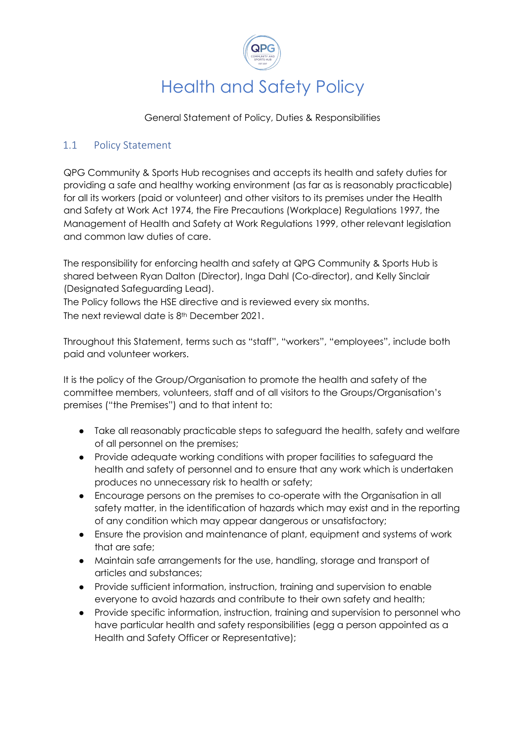# Health and Safety Policy

General Statement of Policy, Duties & Responsibilities

## 1.1 Policy Statement

QPG Community & Sports Hub recognises and accepts its health and safety duties for providing a safe and healthy working environment (as far as is reasonably practicable) for all its workers (paid or volunteer) and other visitors to its premises under the Health and Safety at Work Act 1974, the Fire Precautions (Workplace) Regulations 1997, the Management of Health and Safety at Work Regulations 1999, other relevant legislation and common law duties of care.

The responsibility for enforcing health and safety at QPG Community & Sports Hub is shared between Ryan Dalton (Director), Inga Dahl (Co-director), and Kelly Sinclair (Designated Safeguarding Lead).
The Policy follows the HSE directive and is reviewed every six months.
The next reviewal date is 8th December 2021.

Throughout this Statement, terms such as "staff", "workers", "employees", include both paid and volunteer workers.

It is the policy of the Group/Organisation to promote the health and safety of the committee members, volunteers, staff and of all visitors to the Groups/Organisation's premises ("the Premises") and to that intent to:

- Take all reasonably practicable steps to safeguard the health, safety and welfare of all personnel on the premises;
- Provide adequate working conditions with proper facilities to safeguard the health and safety of personnel and to ensure that any work which is undertaken produces no unnecessary risk to health or safety;
- Encourage persons on the premises to co-operate with the Organisation in all safety matter, in the identification of hazards which may exist and in the reporting of any condition which may appear dangerous or unsatisfactory;
- Ensure the provision and maintenance of plant, equipment and systems of work that are safe;
- Maintain safe arrangements for the use, handling, storage and transport of articles and substances;
- Provide sufficient information, instruction, training and supervision to enable everyone to avoid hazards and contribute to their own safety and health;
- Provide specific information, instruction, training and supervision to personnel who have particular health and safety responsibilities (egg a person appointed as a Health and Safety Officer or Representative);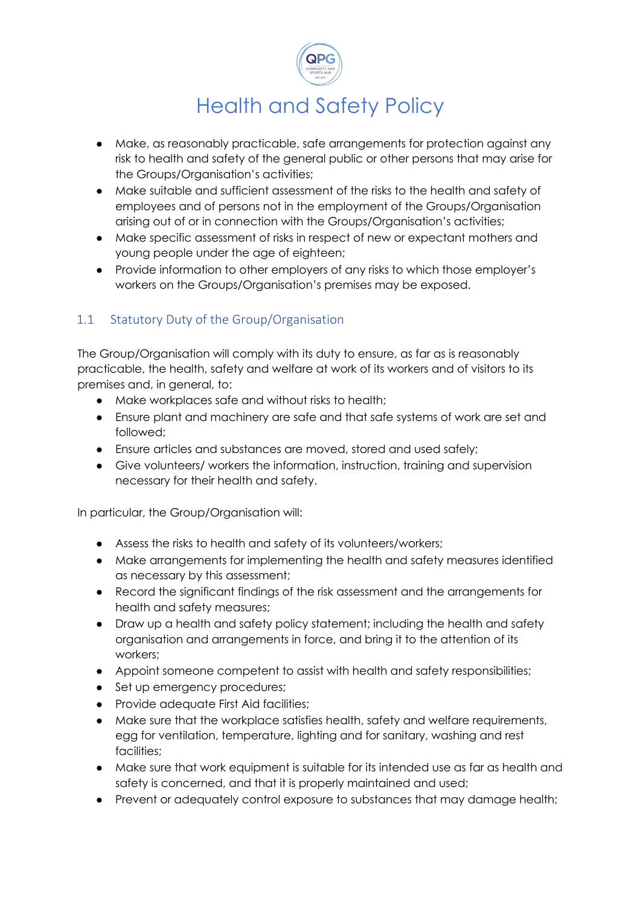# Health and Safety Policy

- Make, as reasonably practicable, safe arrangements for protection against any risk to health and safety of the general public or other persons that may arise for the Groups/Organisation's activities;
- Make suitable and sufficient assessment of the risks to the health and safety of employees and of persons not in the employment of the Groups/Organisation arising out of or in connection with the Groups/Organisation's activities;
- Make specific assessment of risks in respect of new or expectant mothers and young people under the age of eighteen;
- Provide information to other employers of any risks to which those employer's workers on the Groups/Organisation's premises may be exposed.

## 1.1 Statutory Duty of the Group/Organisation

The Group/Organisation will comply with its duty to ensure, as far as is reasonably practicable, the health, safety and welfare at work of its workers and of visitors to its premises and, in general, to:

- Make workplaces safe and without risks to health;
- Ensure plant and machinery are safe and that safe systems of work are set and followed;
- Ensure articles and substances are moved, stored and used safely;
- Give volunteers/ workers the information, instruction, training and supervision necessary for their health and safety.

In particular, the Group/Organisation will:

- Assess the risks to health and safety of its volunteers/workers;
- Make arrangements for implementing the health and safety measures identified as necessary by this assessment;
- Record the significant findings of the risk assessment and the arrangements for health and safety measures;
- Draw up a health and safety policy statement; including the health and safety organisation and arrangements in force, and bring it to the attention of its workers;
- Appoint someone competent to assist with health and safety responsibilities;
- Set up emergency procedures;
- Provide adequate First Aid facilities;
- Make sure that the workplace satisfies health, safety and welfare requirements, egg for ventilation, temperature, lighting and for sanitary, washing and rest facilities;
- Make sure that work equipment is suitable for its intended use as far as health and safety is concerned, and that it is properly maintained and used;
- Prevent or adequately control exposure to substances that may damage health;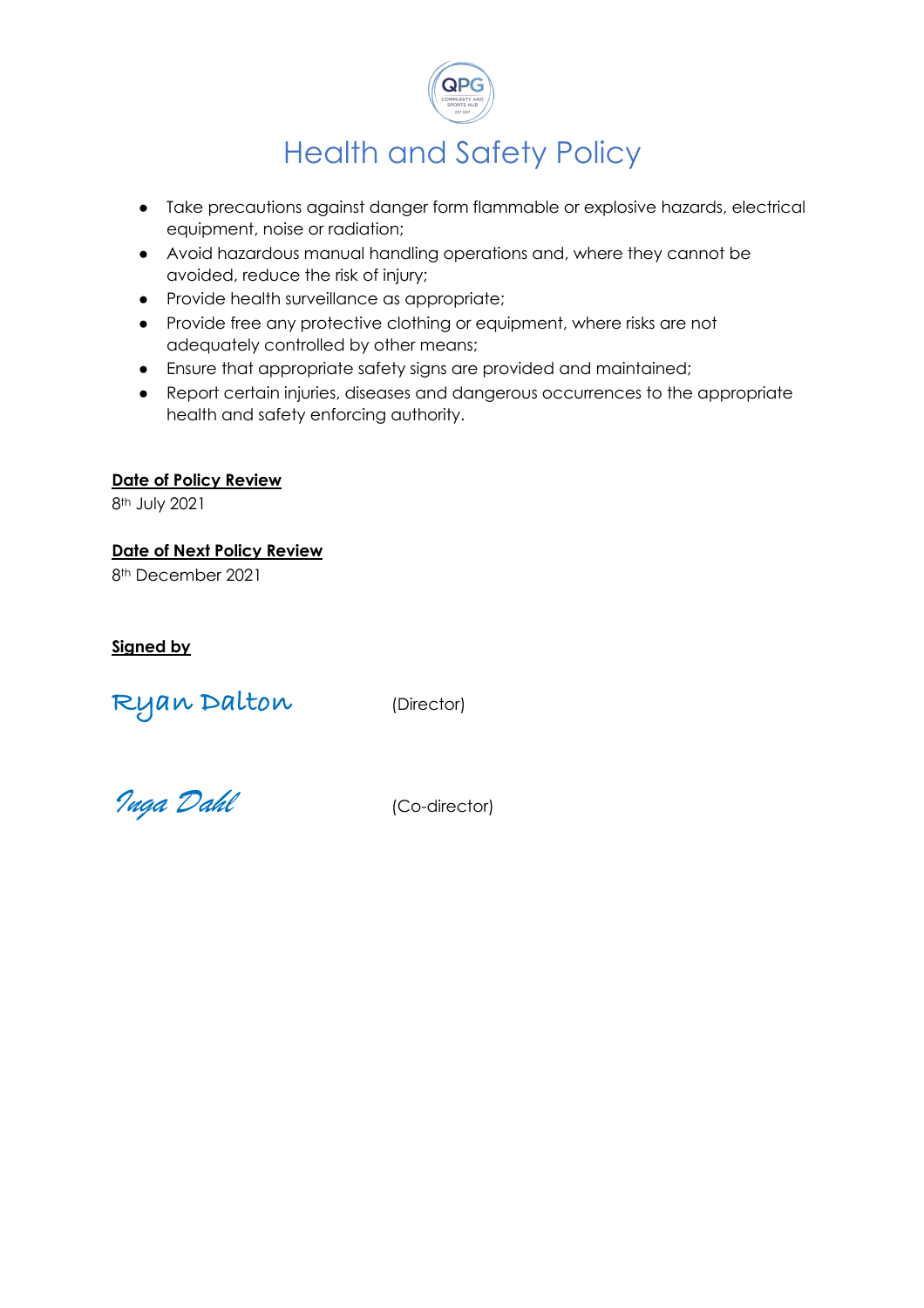# Health and Safety Policy

- Take precautions against danger form flammable or explosive hazards, electrical equipment, noise or radiation;
- Avoid hazardous manual handling operations and, where they cannot be avoided, reduce the risk of injury;
- Provide health surveillance as appropriate;
- Provide free any protective clothing or equipment, where risks are not adequately controlled by other means;
- Ensure that appropriate safety signs are provided and maintained;
- Report certain injuries, diseases and dangerous occurrences to the appropriate health and safety enforcing authority.

**Date of Policy Review**

8th July 2021

**Date of Next Policy Review**

8th December 2021

**Signed by**

*Ryan Dalton* (Director)

*Inga Dahl* (Co-director)